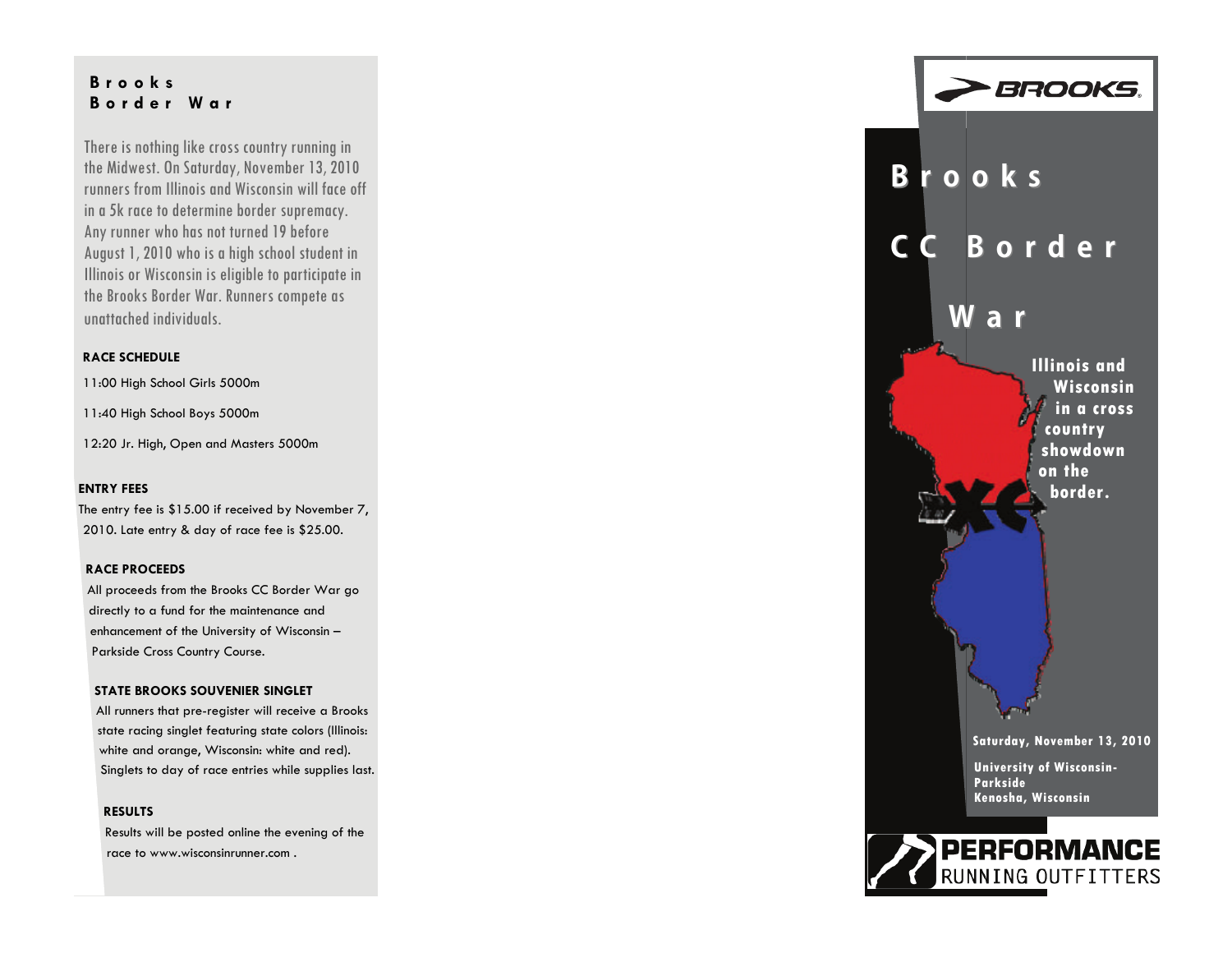# Brooks Border War

There is nothing like cross country running in the Midwest. On Saturday, November 13, 2010 runners from Illinois and Wisconsin will face off in a 5k race to determine border supremacy. Any runner who has not turned 19 before August 1, 2010 who is a high school student in Illinois or Wisconsin is eligible to participate in the Brooks Border War. Runners compete as unattached individuals.

**RACE SCHEDULE**

11:00 High School Girls 5000m

11:40 High School Boys 5000m

12:20 Jr. High, Open and Masters 5000m

**ENTRY FEES**

The entry fee is $15.00 if received by November 7, 2010. Late entry & day of race fee is $25.00.

**RACE PROCEEDS**

All proceeds from the Brooks CC Border War go directly to a fund for the maintenance and enhancement of the University of Wisconsin – Parkside Cross Country Course.

**STATE BROOKS SOUVENIER SINGLET**

All runners that pre-register will receive a Brooks state racing singlet featuring state colors (Illinois: white and orange, Wisconsin: white and red). Singlets to day of race entries while supplies last.

**RESULTS**

Results will be posted online the evening of the race to www.wisconsinrunner.com .

BROOKS

# Brooks CC Border War

**Illinois and Wisconsin in a cross country showdown on the border.**

XC

**Saturday, November 13, 2010**

**University of Wisconsin-Parkside**
**Kenosha, Wisconsin**

PERFORMANCE RUNNING OUTFITTERS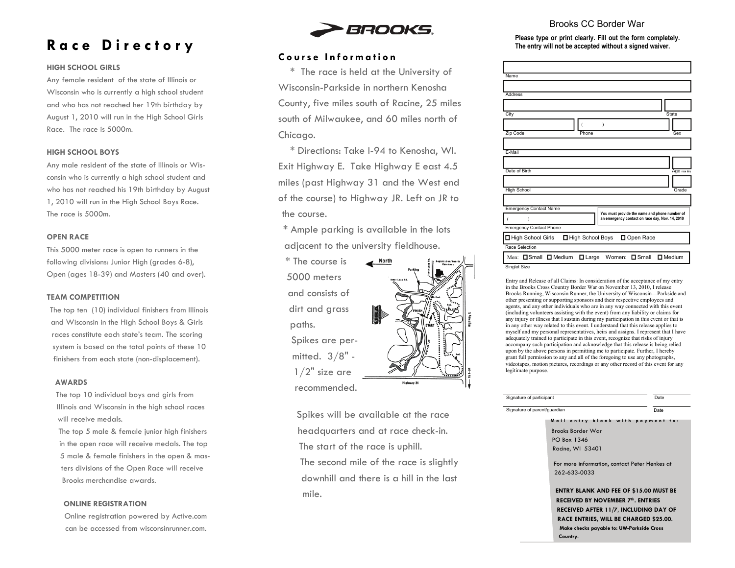# Race Directory

**HIGH SCHOOL GIRLS**

Any female resident of the state of Illinois or Wisconsin who is currently a high school student and who has not reached her 19th birthday by August 1, 2010 will run in the High School Girls Race. The race is 5000m.

**HIGH SCHOOL BOYS**

Any male resident of the state of Illinois or Wisconsin who is currently a high school student and who has not reached his 19th birthday by August 1, 2010 will run in the High School Boys Race. The race is 5000m.

**OPEN RACE**

This 5000 meter race is open to runners in the following divisions: Junior High (grades 6-8), Open (ages 18-39) and Masters (40 and over).

**TEAM COMPETITION**

The top ten (10) individual finishers from Illinois and Wisconsin in the High School Boys & Girls races constitute each state's team. The scoring system is based on the total points of these 10 finishers from each state (non-displacement).

**AWARDS**

The top 10 individual boys and girls from Illinois and Wisconsin in the high school races will receive medals.

The top 5 male & female junior high finishers in the open race will receive medals. The top 5 male & female finishers in the open & masters divisions of the Open Race will receive Brooks merchandise awards.

**ONLINE REGISTRATION**

Online registration powered by Active.com can be accessed from wisconsinrunner.com.

BROOKS

## Course Information

\* The race is held at the University of Wisconsin-Parkside in northern Kenosha County, five miles south of Racine, 25 miles south of Milwaukee, and 60 miles north of Chicago.

\* Directions: Take I-94 to Kenosha, WI. Exit Highway E. Take Highway E east 4.5 miles (past Highway 31 and the West end of the course) to Highway JR. Left on JR to the course.

\* Ample parking is available in the lots adjacent to the university fieldhouse.

\* The course is 5000 meters and consists of dirt and grass paths. Spikes are permitted. 3/8" - 1/2" size are recommended.

North
Parking
Registration/Awards Ceremony
Inner Loop Rd.
FINISH
START
2mi.
3mi.
1mi.
Highway E
Highway 31
To I-94

Spikes will be available at the race headquarters and at race check-in. The start of the race is uphill. The second mile of the race is slightly downhill and there is a hill in the last mile.

## Brooks CC Border War

**Please type or print clearly. Fill out the form completely. The entry will not be accepted without a signed waiver.**

Name

Address

City | State

Zip Code | Phone ( ) | Sex

E-Mail

Date of Birth | Age race day

High School | Grade

Emergency Contact Name

Emergency Contact Phone ( )

**You must provide the name and phone number of an emergency contact on race day, Nov. 14, 2010**

Race Selection: ☐ High School Girls ☐ High School Boys ☐ Open Race

Singlet Size: Men: ☐ Small ☐ Medium ☐ Large Women: ☐ Small ☐ Medium

Entry and Release of all Claims: In consideration of the acceptance of my entry in the Brooks Cross Country Border War on November 13, 2010, I release Brooks Running, Wisconsin Runner, the University of Wisconsin—Parkside and other presenting or supporting sponsors and their respective employees and agents, and any other individuals who are in any way connected with this event (including volunteers assisting with the event) from any liability or claims for any injury or illness that I sustain during my participation in this event or that is in any other way related to this event. I understand that this release applies to myself and my personal representatives, heirs and assigns. I represent that I have adequately trained to participate in this event, recognize that risks of injury accompany such participation and acknowledge that this release is being relied upon by the above persons in permitting me to participate. Further, I hereby grant full permission to any and all of the foregoing to use any photographs, videotapes, motion pictures, recordings or any other record of this event for any legitimate purpose.

Signature of participant | Date

Signature of parent/guardian | Date

**Mail entry blank with payment to:**

Brooks Border War
PO Box 1346
Racine, WI 53401

For more information, contact Peter Henkes at 262-633-0033

**ENTRY BLANK AND FEE OF $15.00 MUST BE RECEIVED BY NOVEMBER 7th. ENTRIES RECEIVED AFTER 11/7, INCLUDING DAY OF RACE ENTRIES, WILL BE CHARGED $25.00.**

**Make checks payable to: UW-Parkside Cross Country.**